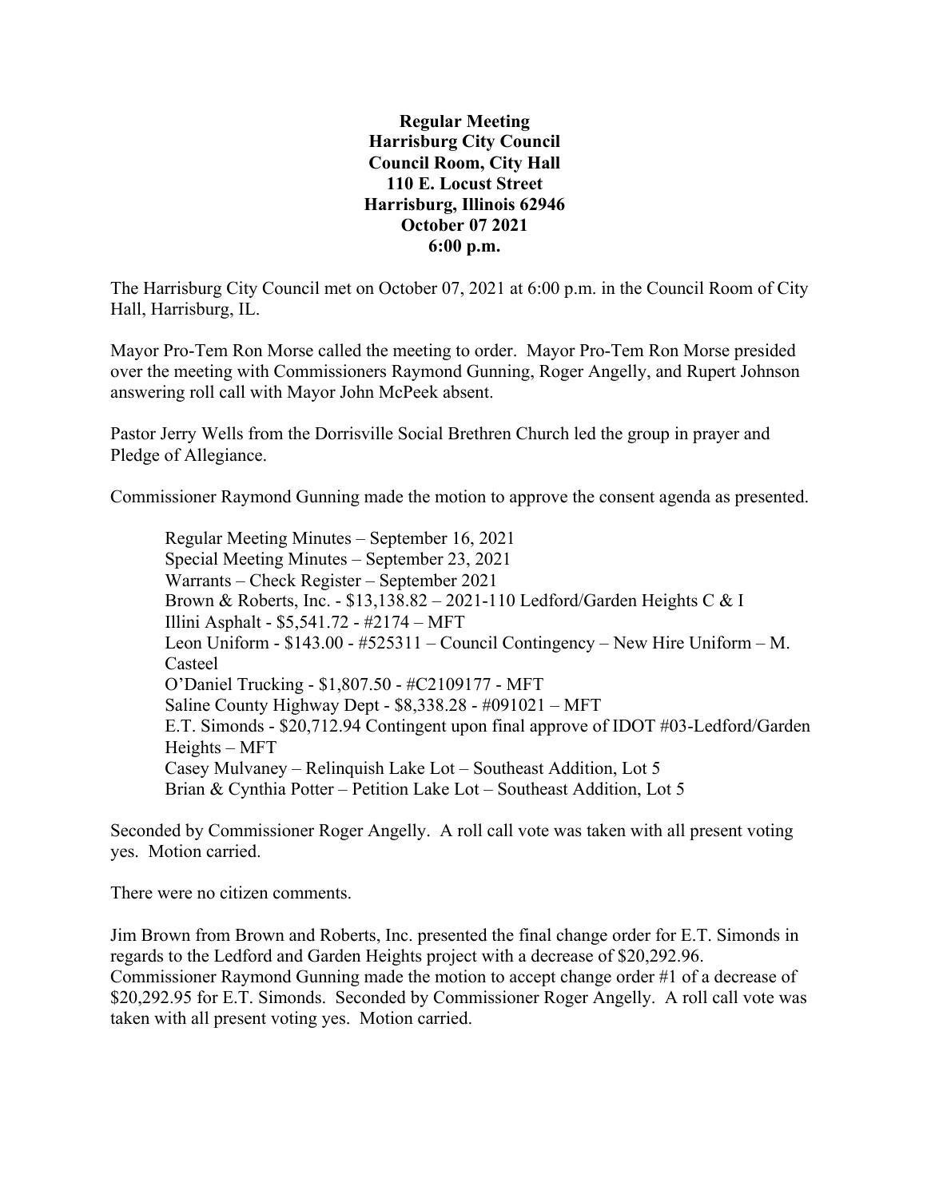**Regular Meeting**
**Harrisburg City Council**
**Council Room, City Hall**
**110 E. Locust Street**
**Harrisburg, Illinois 62946**
**October 07 2021**
**6:00 p.m.**

The Harrisburg City Council met on October 07, 2021 at 6:00 p.m. in the Council Room of City Hall, Harrisburg, IL.

Mayor Pro-Tem Ron Morse called the meeting to order. Mayor Pro-Tem Ron Morse presided over the meeting with Commissioners Raymond Gunning, Roger Angelly, and Rupert Johnson answering roll call with Mayor John McPeek absent.

Pastor Jerry Wells from the Dorrisville Social Brethren Church led the group in prayer and Pledge of Allegiance.

Commissioner Raymond Gunning made the motion to approve the consent agenda as presented.

> Regular Meeting Minutes – September 16, 2021
> Special Meeting Minutes – September 23, 2021
> Warrants – Check Register – September 2021
> Brown & Roberts, Inc. - $13,138.82 – 2021-110 Ledford/Garden Heights C & I
> Illini Asphalt - $5,541.72 - #2174 – MFT
> Leon Uniform - $143.00 - #525311 – Council Contingency – New Hire Uniform – M. Casteel
> O'Daniel Trucking - $1,807.50 - #C2109177 - MFT
> Saline County Highway Dept - $8,338.28 - #091021 – MFT
> E.T. Simonds - $20,712.94 Contingent upon final approve of IDOT #03-Ledford/Garden Heights – MFT
> Casey Mulvaney – Relinquish Lake Lot – Southeast Addition, Lot 5
> Brian & Cynthia Potter – Petition Lake Lot – Southeast Addition, Lot 5

Seconded by Commissioner Roger Angelly. A roll call vote was taken with all present voting yes. Motion carried.

There were no citizen comments.

Jim Brown from Brown and Roberts, Inc. presented the final change order for E.T. Simonds in regards to the Ledford and Garden Heights project with a decrease of $20,292.96. Commissioner Raymond Gunning made the motion to accept change order #1 of a decrease of $20,292.95 for E.T. Simonds. Seconded by Commissioner Roger Angelly. A roll call vote was taken with all present voting yes. Motion carried.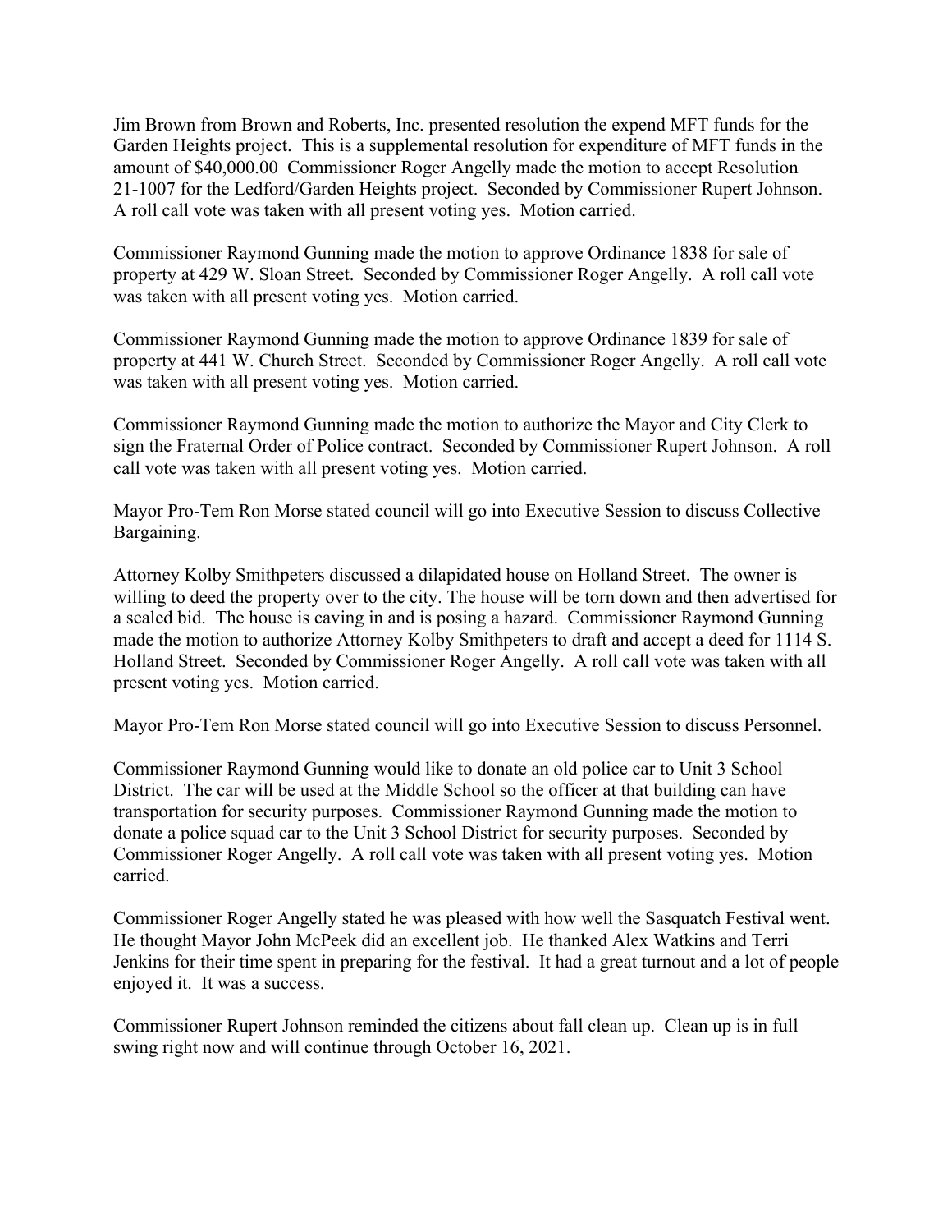Jim Brown from Brown and Roberts, Inc. presented resolution the expend MFT funds for the Garden Heights project. This is a supplemental resolution for expenditure of MFT funds in the amount of $40,000.00 Commissioner Roger Angelly made the motion to accept Resolution 21-1007 for the Ledford/Garden Heights project. Seconded by Commissioner Rupert Johnson. A roll call vote was taken with all present voting yes. Motion carried.

Commissioner Raymond Gunning made the motion to approve Ordinance 1838 for sale of property at 429 W. Sloan Street. Seconded by Commissioner Roger Angelly. A roll call vote was taken with all present voting yes. Motion carried.

Commissioner Raymond Gunning made the motion to approve Ordinance 1839 for sale of property at 441 W. Church Street. Seconded by Commissioner Roger Angelly. A roll call vote was taken with all present voting yes. Motion carried.

Commissioner Raymond Gunning made the motion to authorize the Mayor and City Clerk to sign the Fraternal Order of Police contract. Seconded by Commissioner Rupert Johnson. A roll call vote was taken with all present voting yes. Motion carried.

Mayor Pro-Tem Ron Morse stated council will go into Executive Session to discuss Collective Bargaining.

Attorney Kolby Smithpeters discussed a dilapidated house on Holland Street. The owner is willing to deed the property over to the city. The house will be torn down and then advertised for a sealed bid. The house is caving in and is posing a hazard. Commissioner Raymond Gunning made the motion to authorize Attorney Kolby Smithpeters to draft and accept a deed for 1114 S. Holland Street. Seconded by Commissioner Roger Angelly. A roll call vote was taken with all present voting yes. Motion carried.

Mayor Pro-Tem Ron Morse stated council will go into Executive Session to discuss Personnel.

Commissioner Raymond Gunning would like to donate an old police car to Unit 3 School District. The car will be used at the Middle School so the officer at that building can have transportation for security purposes. Commissioner Raymond Gunning made the motion to donate a police squad car to the Unit 3 School District for security purposes. Seconded by Commissioner Roger Angelly. A roll call vote was taken with all present voting yes. Motion carried.

Commissioner Roger Angelly stated he was pleased with how well the Sasquatch Festival went. He thought Mayor John McPeek did an excellent job. He thanked Alex Watkins and Terri Jenkins for their time spent in preparing for the festival. It had a great turnout and a lot of people enjoyed it. It was a success.

Commissioner Rupert Johnson reminded the citizens about fall clean up. Clean up is in full swing right now and will continue through October 16, 2021.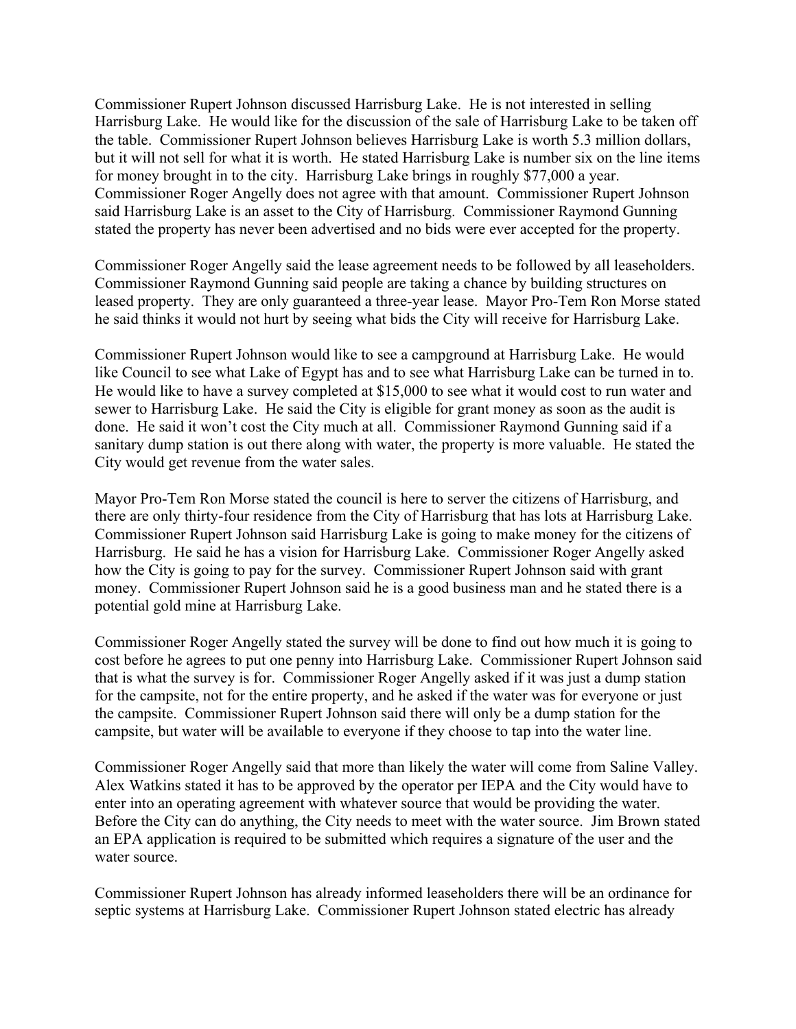Commissioner Rupert Johnson discussed Harrisburg Lake. He is not interested in selling Harrisburg Lake. He would like for the discussion of the sale of Harrisburg Lake to be taken off the table. Commissioner Rupert Johnson believes Harrisburg Lake is worth 5.3 million dollars, but it will not sell for what it is worth. He stated Harrisburg Lake is number six on the line items for money brought in to the city. Harrisburg Lake brings in roughly $77,000 a year. Commissioner Roger Angelly does not agree with that amount. Commissioner Rupert Johnson said Harrisburg Lake is an asset to the City of Harrisburg. Commissioner Raymond Gunning stated the property has never been advertised and no bids were ever accepted for the property.

Commissioner Roger Angelly said the lease agreement needs to be followed by all leaseholders. Commissioner Raymond Gunning said people are taking a chance by building structures on leased property. They are only guaranteed a three-year lease. Mayor Pro-Tem Ron Morse stated he said thinks it would not hurt by seeing what bids the City will receive for Harrisburg Lake.

Commissioner Rupert Johnson would like to see a campground at Harrisburg Lake. He would like Council to see what Lake of Egypt has and to see what Harrisburg Lake can be turned in to. He would like to have a survey completed at $15,000 to see what it would cost to run water and sewer to Harrisburg Lake. He said the City is eligible for grant money as soon as the audit is done. He said it won't cost the City much at all. Commissioner Raymond Gunning said if a sanitary dump station is out there along with water, the property is more valuable. He stated the City would get revenue from the water sales.

Mayor Pro-Tem Ron Morse stated the council is here to server the citizens of Harrisburg, and there are only thirty-four residence from the City of Harrisburg that has lots at Harrisburg Lake. Commissioner Rupert Johnson said Harrisburg Lake is going to make money for the citizens of Harrisburg. He said he has a vision for Harrisburg Lake. Commissioner Roger Angelly asked how the City is going to pay for the survey. Commissioner Rupert Johnson said with grant money. Commissioner Rupert Johnson said he is a good business man and he stated there is a potential gold mine at Harrisburg Lake.

Commissioner Roger Angelly stated the survey will be done to find out how much it is going to cost before he agrees to put one penny into Harrisburg Lake. Commissioner Rupert Johnson said that is what the survey is for. Commissioner Roger Angelly asked if it was just a dump station for the campsite, not for the entire property, and he asked if the water was for everyone or just the campsite. Commissioner Rupert Johnson said there will only be a dump station for the campsite, but water will be available to everyone if they choose to tap into the water line.

Commissioner Roger Angelly said that more than likely the water will come from Saline Valley. Alex Watkins stated it has to be approved by the operator per IEPA and the City would have to enter into an operating agreement with whatever source that would be providing the water. Before the City can do anything, the City needs to meet with the water source. Jim Brown stated an EPA application is required to be submitted which requires a signature of the user and the water source.

Commissioner Rupert Johnson has already informed leaseholders there will be an ordinance for septic systems at Harrisburg Lake. Commissioner Rupert Johnson stated electric has already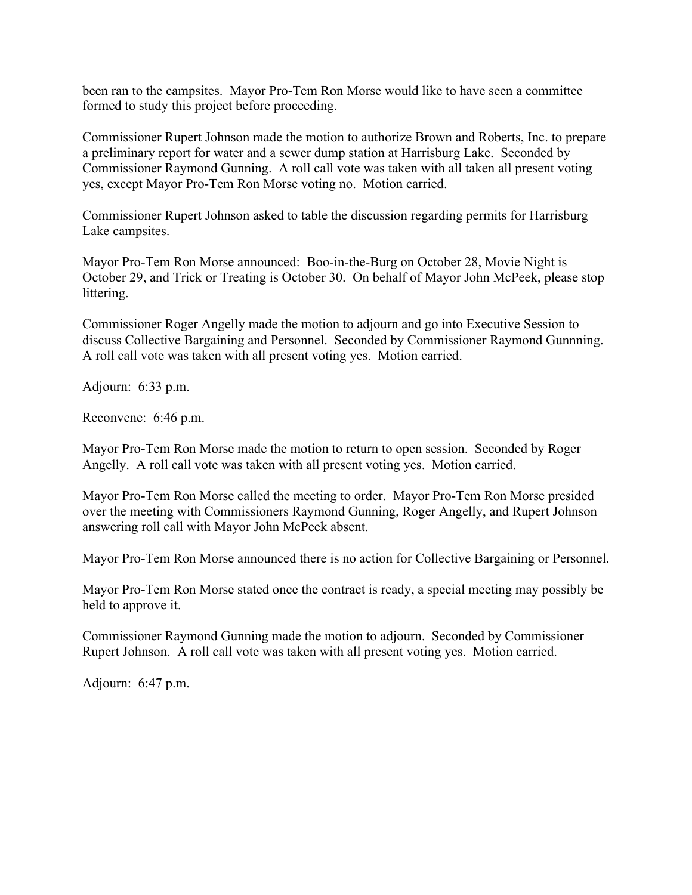been ran to the campsites.  Mayor Pro-Tem Ron Morse would like to have seen a committee formed to study this project before proceeding.

Commissioner Rupert Johnson made the motion to authorize Brown and Roberts, Inc. to prepare a preliminary report for water and a sewer dump station at Harrisburg Lake.  Seconded by Commissioner Raymond Gunning.  A roll call vote was taken with all taken all present voting yes, except Mayor Pro-Tem Ron Morse voting no.  Motion carried.

Commissioner Rupert Johnson asked to table the discussion regarding permits for Harrisburg Lake campsites.

Mayor Pro-Tem Ron Morse announced:  Boo-in-the-Burg on October 28, Movie Night is October 29, and Trick or Treating is October 30.  On behalf of Mayor John McPeek, please stop littering.

Commissioner Roger Angelly made the motion to adjourn and go into Executive Session to discuss Collective Bargaining and Personnel.  Seconded by Commissioner Raymond Gunnning.  A roll call vote was taken with all present voting yes.  Motion carried.

Adjourn:  6:33 p.m.

Reconvene:  6:46 p.m.

Mayor Pro-Tem Ron Morse made the motion to return to open session.  Seconded by Roger Angelly.  A roll call vote was taken with all present voting yes.  Motion carried.

Mayor Pro-Tem Ron Morse called the meeting to order.  Mayor Pro-Tem Ron Morse presided over the meeting with Commissioners Raymond Gunning, Roger Angelly, and Rupert Johnson answering roll call with Mayor John McPeek absent.

Mayor Pro-Tem Ron Morse announced there is no action for Collective Bargaining or Personnel.

Mayor Pro-Tem Ron Morse stated once the contract is ready, a special meeting may possibly be held to approve it.

Commissioner Raymond Gunning made the motion to adjourn.  Seconded by Commissioner Rupert Johnson.  A roll call vote was taken with all present voting yes.  Motion carried.

Adjourn:  6:47 p.m.